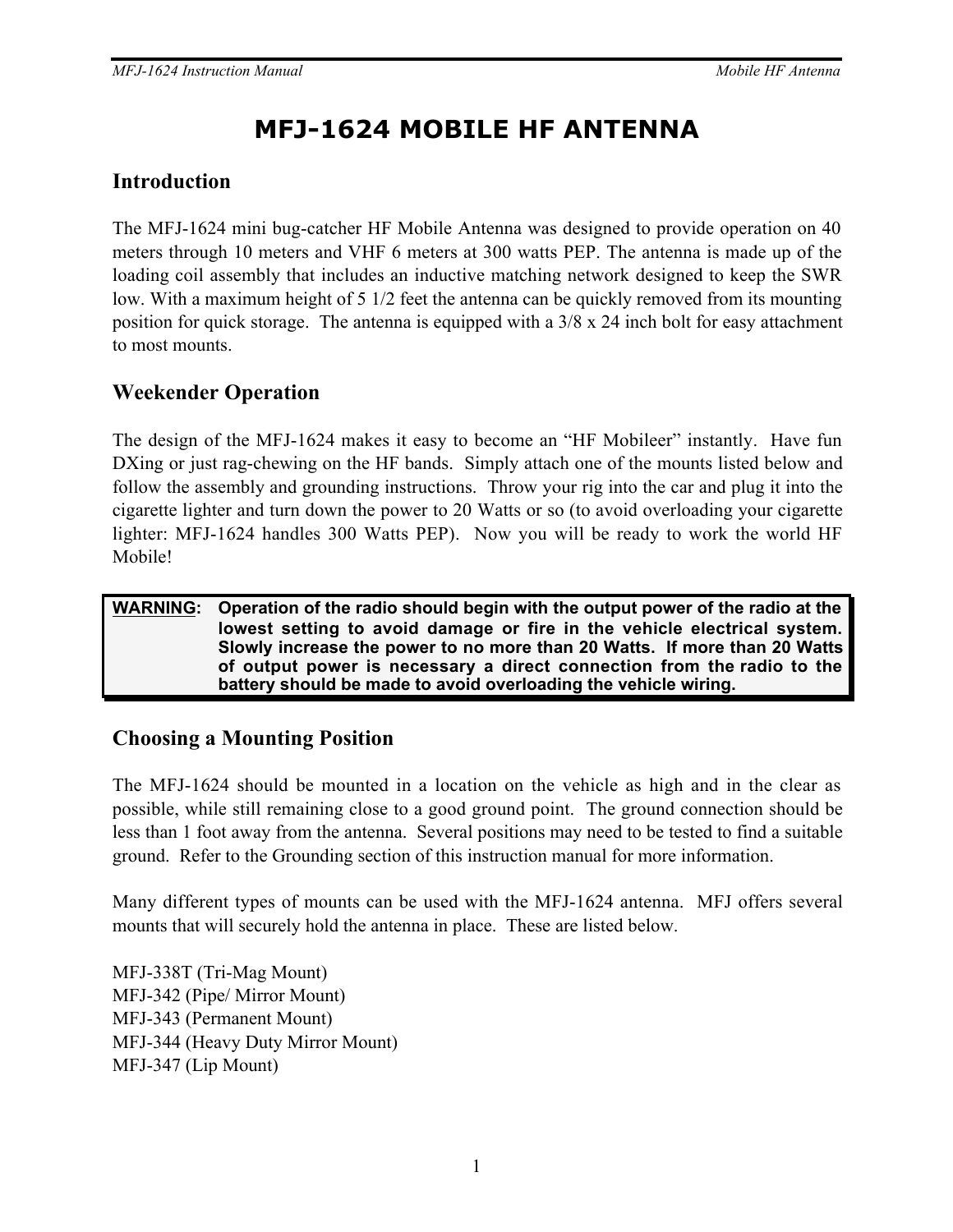# MFJ-1624 MOBILE HF ANTENNA

## Introduction

The MFJ-1624 mini bug-catcher HF Mobile Antenna was designed to provide operation on 40 meters through 10 meters and VHF 6 meters at 300 watts PEP. The antenna is made up of the loading coil assembly that includes an inductive matching network designed to keep the SWR low. With a maximum height of 5 1/2 feet the antenna can be quickly removed from its mounting position for quick storage. The antenna is equipped with a 3/8 x 24 inch bolt for easy attachment to most mounts.

## Weekender Operation

The design of the MFJ-1624 makes it easy to become an "HF Mobileer" instantly. Have fun DXing or just rag-chewing on the HF bands. Simply attach one of the mounts listed below and follow the assembly and grounding instructions. Throw your rig into the car and plug it into the cigarette lighter and turn down the power to 20 Watts or so (to avoid overloading your cigarette lighter: MFJ-1624 handles 300 Watts PEP). Now you will be ready to work the world HF Mobile!

> **WARNING:** **Operation of the radio should begin with the output power of the radio at the lowest setting to avoid damage or fire in the vehicle electrical system. Slowly increase the power to no more than 20 Watts. If more than 20 Watts of output power is necessary a direct connection from the radio to the battery should be made to avoid overloading the vehicle wiring.**

## Choosing a Mounting Position

The MFJ-1624 should be mounted in a location on the vehicle as high and in the clear as possible, while still remaining close to a good ground point. The ground connection should be less than 1 foot away from the antenna. Several positions may need to be tested to find a suitable ground. Refer to the Grounding section of this instruction manual for more information.

Many different types of mounts can be used with the MFJ-1624 antenna. MFJ offers several mounts that will securely hold the antenna in place. These are listed below.

MFJ-338T (Tri-Mag Mount)
MFJ-342 (Pipe/ Mirror Mount)
MFJ-343 (Permanent Mount)
MFJ-344 (Heavy Duty Mirror Mount)
MFJ-347 (Lip Mount)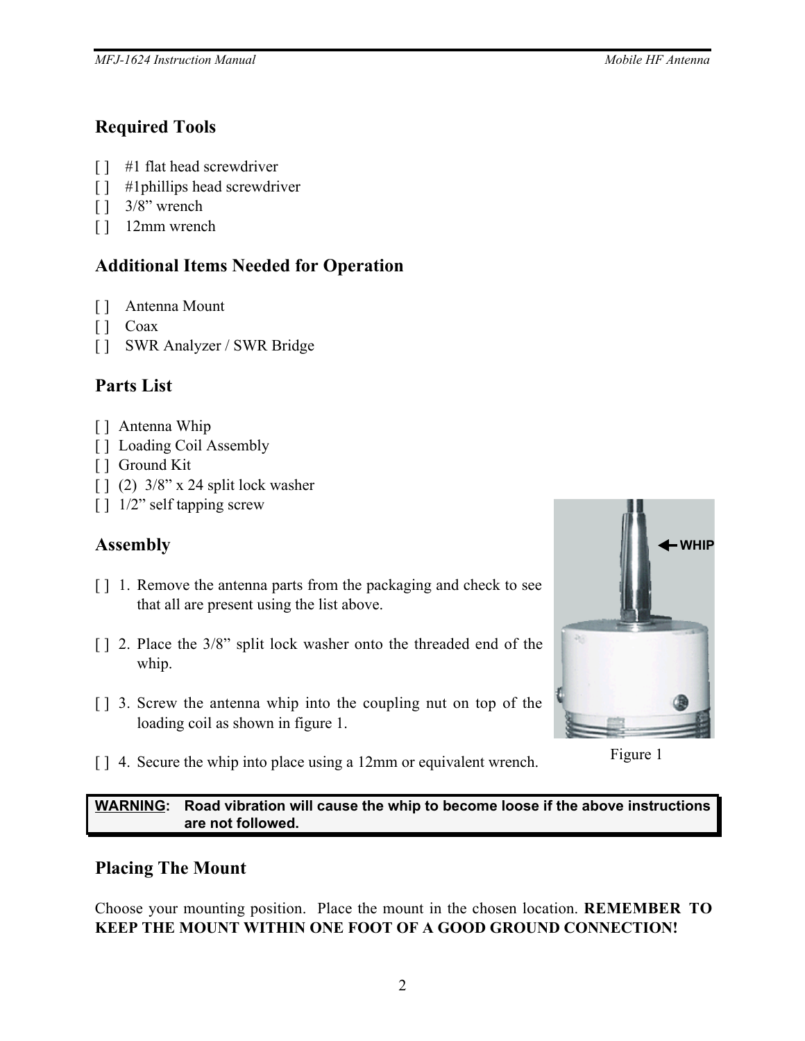## Required Tools

[ ] #1 flat head screwdriver
[ ] #1phillips head screwdriver
[ ] 3/8" wrench
[ ] 12mm wrench

## Additional Items Needed for Operation

[ ] Antenna Mount
[ ] Coax
[ ] SWR Analyzer / SWR Bridge

## Parts List

[ ] Antenna Whip
[ ] Loading Coil Assembly
[ ] Ground Kit
[ ] (2) 3/8" x 24 split lock washer
[ ] 1/2" self tapping screw

## Assembly

[ ] 1. Remove the antenna parts from the packaging and check to see that all are present using the list above.

[ ] 2. Place the 3/8" split lock washer onto the threaded end of the whip.

[ ] 3. Screw the antenna whip into the coupling nut on top of the loading coil as shown in figure 1.

[ ] 4. Secure the whip into place using a 12mm or equivalent wrench.

Figure 1

**WARNING: Road vibration will cause the whip to become loose if the above instructions are not followed.**

## Placing The Mount

Choose your mounting position. Place the mount in the chosen location. **REMEMBER TO KEEP THE MOUNT WITHIN ONE FOOT OF A GOOD GROUND CONNECTION!**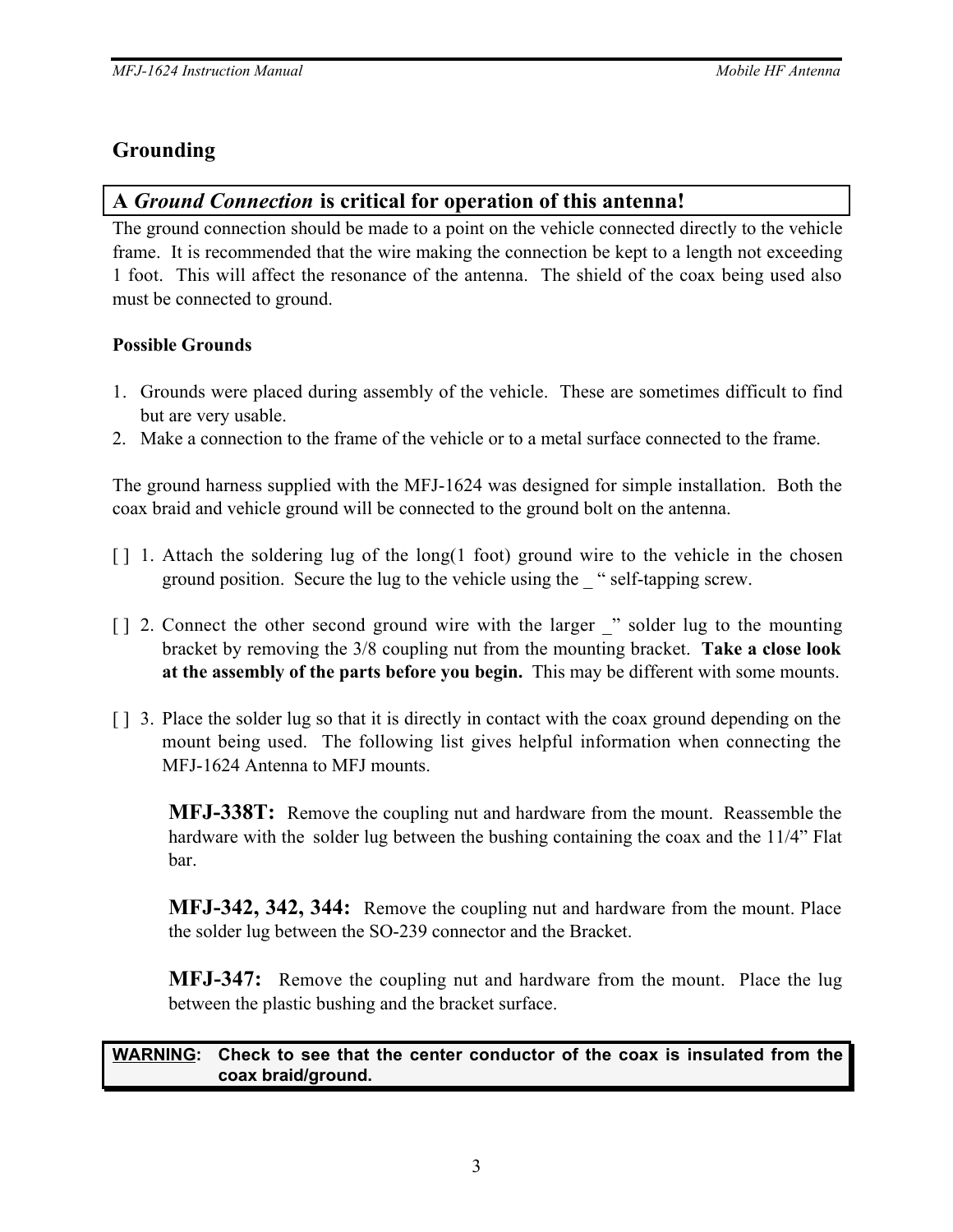## Grounding

**A *Ground Connection* is critical for operation of this antenna!**

The ground connection should be made to a point on the vehicle connected directly to the vehicle frame. It is recommended that the wire making the connection be kept to a length not exceeding 1 foot. This will affect the resonance of the antenna. The shield of the coax being used also must be connected to ground.

**Possible Grounds**

1. Grounds were placed during assembly of the vehicle. These are sometimes difficult to find but are very usable.
2. Make a connection to the frame of the vehicle or to a metal surface connected to the frame.

The ground harness supplied with the MFJ-1624 was designed for simple installation. Both the coax braid and vehicle ground will be connected to the ground bolt on the antenna.

[ ] 1. Attach the soldering lug of the long(1 foot) ground wire to the vehicle in the chosen ground position. Secure the lug to the vehicle using the _ " self-tapping screw.

[ ] 2. Connect the other second ground wire with the larger _" solder lug to the mounting bracket by removing the 3/8 coupling nut from the mounting bracket. **Take a close look at the assembly of the parts before you begin.** This may be different with some mounts.

[ ] 3. Place the solder lug so that it is directly in contact with the coax ground depending on the mount being used. The following list gives helpful information when connecting the MFJ-1624 Antenna to MFJ mounts.

**MFJ-338T:** Remove the coupling nut and hardware from the mount. Reassemble the hardware with the solder lug between the bushing containing the coax and the 11/4" Flat bar.

**MFJ-342, 342, 344:** Remove the coupling nut and hardware from the mount. Place the solder lug between the SO-239 connector and the Bracket.

**MFJ-347:** Remove the coupling nut and hardware from the mount. Place the lug between the plastic bushing and the bracket surface.

**WARNING: Check to see that the center conductor of the coax is insulated from the coax braid/ground.**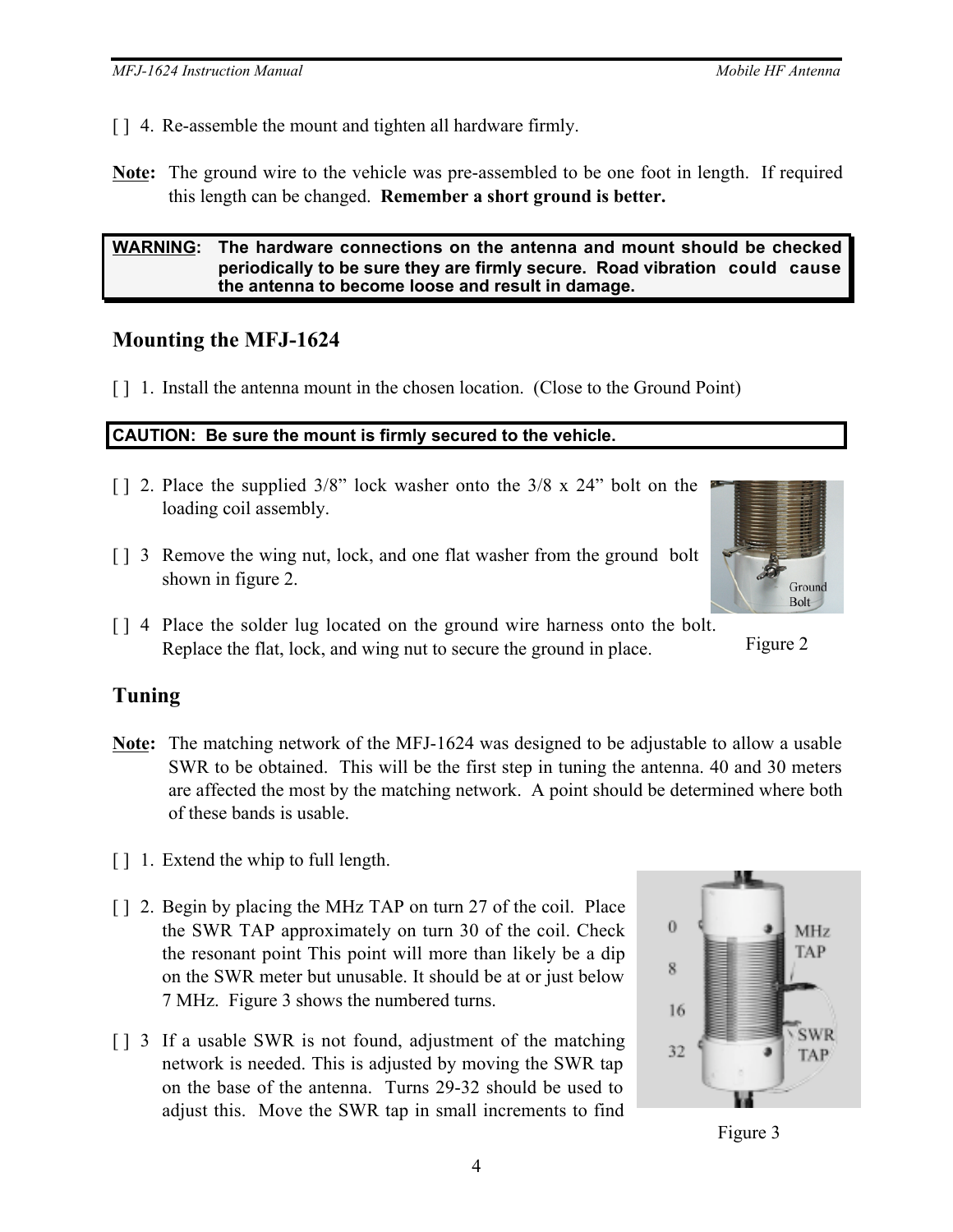[ ] 4. Re-assemble the mount and tighten all hardware firmly.

**Note:** The ground wire to the vehicle was pre-assembled to be one foot in length. If required this length can be changed. **Remember a short ground is better.**

**WARNING: The hardware connections on the antenna and mount should be checked periodically to be sure they are firmly secure. Road vibration could cause the antenna to become loose and result in damage.**

## Mounting the MFJ-1624

[ ] 1. Install the antenna mount in the chosen location. (Close to the Ground Point)

**CAUTION: Be sure the mount is firmly secured to the vehicle.**

[ ] 2. Place the supplied 3/8" lock washer onto the 3/8 x 24" bolt on the loading coil assembly.

[ ] 3 Remove the wing nut, lock, and one flat washer from the ground bolt shown in figure 2.

[ ] 4 Place the solder lug located on the ground wire harness onto the bolt. Replace the flat, lock, and wing nut to secure the ground in place.

Figure 2

## Tuning

**Note:** The matching network of the MFJ-1624 was designed to be adjustable to allow a usable SWR to be obtained. This will be the first step in tuning the antenna. 40 and 30 meters are affected the most by the matching network. A point should be determined where both of these bands is usable.

[ ] 1. Extend the whip to full length.

[ ] 2. Begin by placing the MHz TAP on turn 27 of the coil. Place the SWR TAP approximately on turn 30 of the coil. Check the resonant point This point will more than likely be a dip on the SWR meter but unusable. It should be at or just below 7 MHz. Figure 3 shows the numbered turns.

[ ] 3 If a usable SWR is not found, adjustment of the matching network is needed. This is adjusted by moving the SWR tap on the base of the antenna. Turns 29-32 should be used to adjust this. Move the SWR tap in small increments to find

Figure 3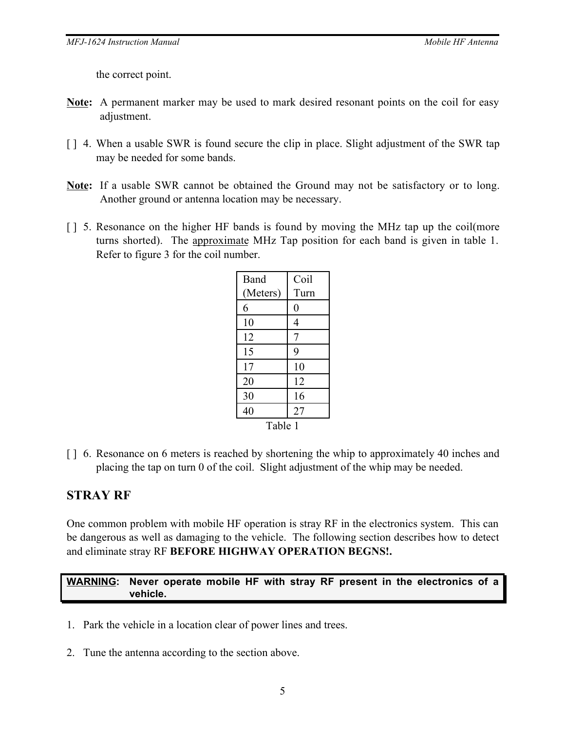the correct point.

**Note:** A permanent marker may be used to mark desired resonant points on the coil for easy adjustment.

[ ] 4. When a usable SWR is found secure the clip in place. Slight adjustment of the SWR tap may be needed for some bands.

**Note:** If a usable SWR cannot be obtained the Ground may not be satisfactory or to long. Another ground or antenna location may be necessary.

[ ] 5. Resonance on the higher HF bands is found by moving the MHz tap up the coil(more turns shorted). The approximate MHz Tap position for each band is given in table 1. Refer to figure 3 for the coil number.

| Band (Meters) | Coil Turn |
|---|---|
| 6 | 0 |
| 10 | 4 |
| 12 | 7 |
| 15 | 9 |
| 17 | 10 |
| 20 | 12 |
| 30 | 16 |
| 40 | 27 |

Table 1

[ ] 6. Resonance on 6 meters is reached by shortening the whip to approximately 40 inches and placing the tap on turn 0 of the coil. Slight adjustment of the whip may be needed.

## STRAY RF

One common problem with mobile HF operation is stray RF in the electronics system. This can be dangerous as well as damaging to the vehicle. The following section describes how to detect and eliminate stray RF **BEFORE HIGHWAY OPERATION BEGNS!.**

**WARNING: Never operate mobile HF with stray RF present in the electronics of a vehicle.**

1. Park the vehicle in a location clear of power lines and trees.

2. Tune the antenna according to the section above.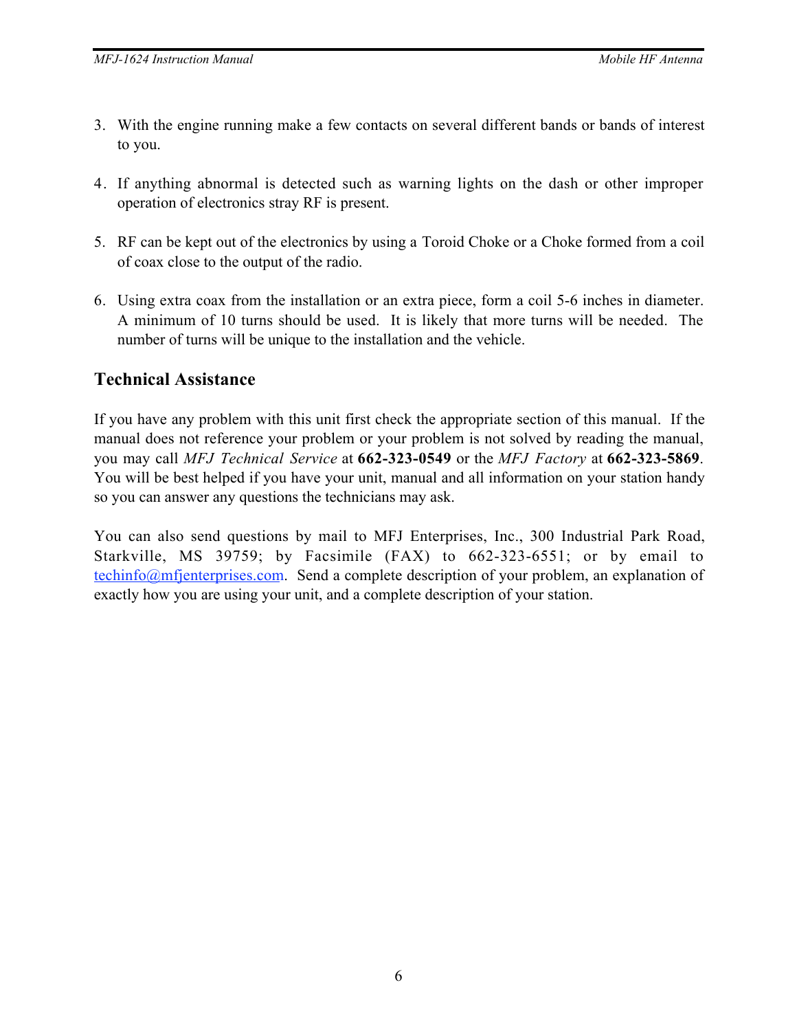3. With the engine running make a few contacts on several different bands or bands of interest to you.

4. If anything abnormal is detected such as warning lights on the dash or other improper operation of electronics stray RF is present.

5. RF can be kept out of the electronics by using a Toroid Choke or a Choke formed from a coil of coax close to the output of the radio.

6. Using extra coax from the installation or an extra piece, form a coil 5-6 inches in diameter. A minimum of 10 turns should be used. It is likely that more turns will be needed. The number of turns will be unique to the installation and the vehicle.

## Technical Assistance

If you have any problem with this unit first check the appropriate section of this manual. If the manual does not reference your problem or your problem is not solved by reading the manual, you may call *MFJ Technical Service* at **662-323-0549** or the *MFJ Factory* at **662-323-5869**. You will be best helped if you have your unit, manual and all information on your station handy so you can answer any questions the technicians may ask.

You can also send questions by mail to MFJ Enterprises, Inc., 300 Industrial Park Road, Starkville, MS 39759; by Facsimile (FAX) to 662-323-6551; or by email to techinfo@mfjenterprises.com. Send a complete description of your problem, an explanation of exactly how you are using your unit, and a complete description of your station.